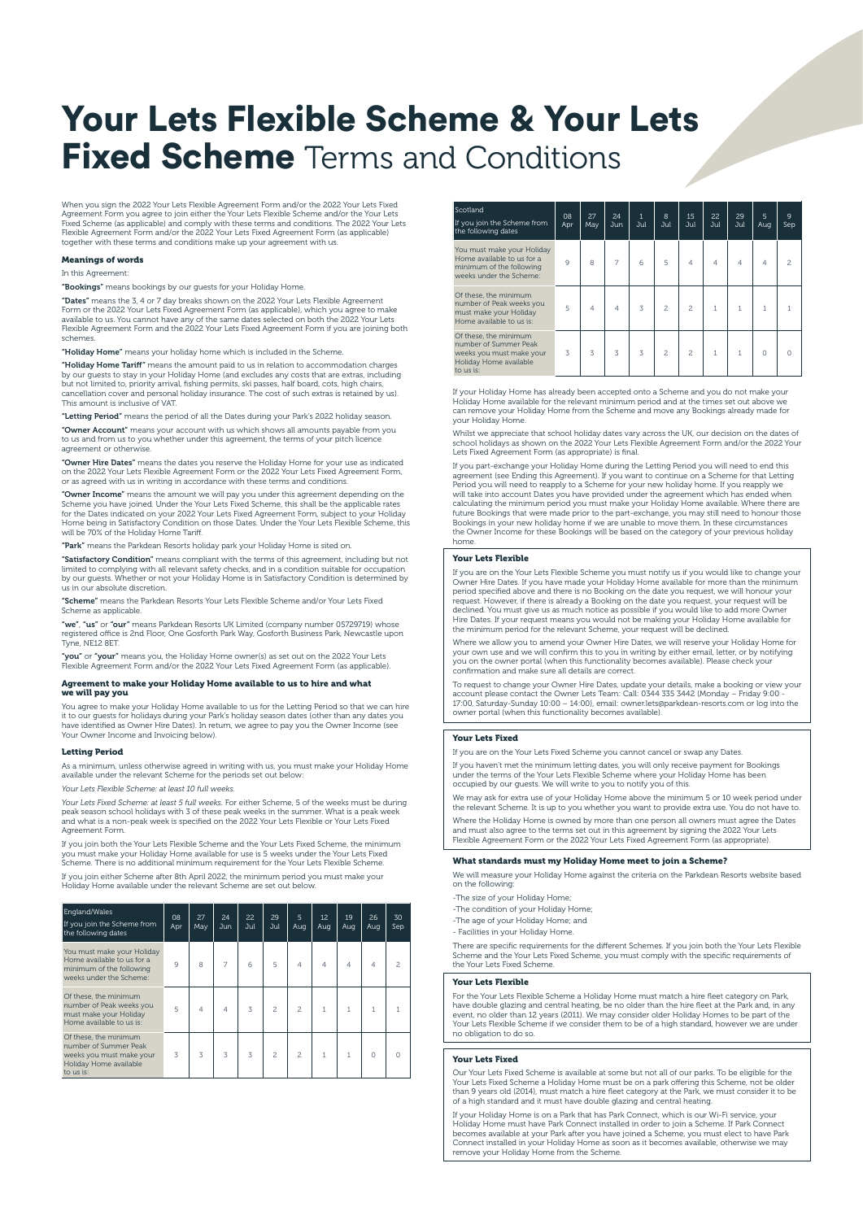# Your Lets Flexible Scheme & Your Lets Fixed Scheme Terms and Conditions

When you sign the 2022 Your Lets Flexible Agreement Form and/or the 2022 Your Lets Fixed Agreement Form you agree to join either the Your Lets Flexible Scheme and/or the Your Lets Fixed Scheme (as applicable) and comply with these terms and conditions. The 2022 Your Lets Flexible Agreement Form and/or the 2022 Your Lets Fixed Agreement Form (as applicable) together with these terms and conditions make up your agreement with us.

### Meanings of words

In this Agreement:

**"Bookings"** means bookings by our guests for your Holiday Home.

**"Dates"** means the 3, 4 or 7 day breaks shown on the 2022 Your Lets Flexible Agreement Form or the 2022 Your Lets Fixed Agreement Form (as applicable), which you agree to make available to us. You cannot have any of the same dates selected on both the 2022 Your Lets Flexible Agreement Form and the 2022 Your Lets Fixed Agreement Form if you are joining both schemes.

**"Holiday Home"** means your holiday home which is included in the Scheme.

**"Holiday Home Tariff"** means the amount paid to us in relation to accommodation charges by our guests to stay in your Holiday Home (and excludes any costs that are extras, including but not limited to, priority arrival, fishing permits, ski passes, half board, cots, high chairs, cancellation cover and personal holiday insurance. The cost of such extras is retained by us). This amount is inclusive of VAT.

**"Letting Period"** means the period of all the Dates during your Park's 2022 holiday season.

**"Owner Account"** means your account with us which shows all amounts payable from you to us and from us to you whether under this agreement, the terms of your pitch licence agreement or otherwise.

**"Owner Hire Dates"** means the dates you reserve the Holiday Home for your use as indicated on the 2022 Your Lets Flexible Agreement Form or the 2022 Your Lets Fixed Agreement Form, or as agreed with us in writing in accordance with these terms and conditions.

**"Owner Income"** means the amount we will pay you under this agreement depending on the Scheme you have joined. Under the Your Lets Fixed Scheme, this shall be the applicable rates for the Dates indicated on your 2022 Your Lets Fixed Agreement Form, subject to your Holiday Home being in Satisfactory Condition on those Dates. Under the Your Lets Flexible Scheme, this will be 70% of the Holiday Home Tariff.

**"Park"** means the Parkdean Resorts holiday park your Holiday Home is sited on.

**"Satisfactory Condition"** means compliant with the terms of this agreement, including but not limited to complying with all relevant safety checks, and in a condition suitable for occupation by our guests. Whether or not your Holiday Home is in Satisfactory Condition is determined by us in our absolute discretion.

**"Scheme"** means the Parkdean Resorts Your Lets Flexible Scheme and/or Your Lets Fixed Scheme as applicable.

**"we"**, **"us"** or **"our"** means Parkdean Resorts UK Limited (company number 05729719) whose registered office is 2nd Floor, One Gosforth Park Way, Gosforth Business Park, Newcastle upon Tyne, NE12 8ET.

**"you"** or **"your"** means you, the Holiday Home owner(s) as set out on the 2022 Your Lets Flexible Agreement Form and/or the 2022 Your Lets Fixed Agreement Form (as applicable).

### Agreement to make your Holiday Home available to us to hire and what we will pay you

You agree to make your Holiday Home available to us for the Letting Period so that we can hire it to our guests for holidays during your Park's holiday season dates (other than any dates you have identified as Owner Hire Dates). In return, we agree to pay you the Owner Income (see Your Owner Income and Invoicing below).

### Letting Period

As a minimum, unless otherwise agreed in writing with us, you must make your Holiday Home available under the relevant Scheme for the periods set out below:

*Your Lets Flexible Scheme: at least 10 full weeks.*

*Your Lets Fixed Scheme: at least 5 full weeks.* For either Scheme, 5 of the weeks must be during peak season school holidays with 3 of these peak weeks in the summer. What is a peak week and what is a non-peak week is specified on the 2022 Your Lets Flexible or Your Lets Fixed Agreement Form.

If you join both the Your Lets Flexible Scheme and the Your Lets Fixed Scheme, the minimum you must make your Holiday Home available for use is 5 weeks under the Your Lets Fixed Scheme. There is no additional minimum requirement for the Your Lets Flexible Scheme.

If you join either Scheme after 8th April 2022, the minimum period you must make your Holiday Home available under the relevant Scheme are set out below.

| England/Wales<br>If you join the Scheme from the following dates | 08 Apr | 27 May | 24 Jun | 22 Jul | 29 Jul | 5 Aug | 12 Aug | 19 Aug | 26 Aug | 30 Sep |
|---|---|---|---|---|---|---|---|---|---|---|
| You must make your Holiday Home available to us for a minimum of the following weeks under the Scheme: | 9 | 8 | 7 | 6 | 5 | 4 | 4 | 4 | 4 | 2 |
| Of these, the minimum number of Peak weeks you must make your Holiday Home available to us is: | 5 | 4 | 4 | 3 | 2 | 2 | 1 | 1 | 1 | 1 |
| Of these, the minimum number of Summer Peak weeks you must make your Holiday Home available to us is: | 3 | 3 | 3 | 3 | 2 | 2 | 1 | 1 | 0 | 0 |

| Scotland<br>If you join the Scheme from the following dates | 08 Apr | 27 May | 24 Jun | 1 Jul | 8 Jul | 15 Jul | 22 Jul | 29 Jul | 5 Aug | 9 Sep |
|---|---|---|---|---|---|---|---|---|---|---|
| You must make your Holiday Home available to us for a minimum of the following weeks under the Scheme: | 9 | 8 | 7 | 6 | 5 | 4 | 4 | 4 | 4 | 2 |
| Of these, the minimum number of Peak weeks you must make your Holiday Home available to us is: | 5 | 4 | 4 | 3 | 2 | 2 | 1 | 1 | 1 | 1 |
| Of these, the minimum number of Summer Peak weeks you must make your Holiday Home available to us is: | 3 | 3 | 3 | 3 | 2 | 2 | 1 | 1 | 0 | 0 |

If your Holiday Home has already been accepted onto a Scheme and you do not make your Holiday Home available for the relevant minimum period and at the times set out above we can remove your Holiday Home from the Scheme and move any Bookings already made for your Holiday Home.

Whilst we appreciate that school holiday dates vary across the UK, our decision on the dates of school holidays as shown on the 2022 Your Lets Flexible Agreement Form and/or the 2022 Your Lets Fixed Agreement Form (as appropriate) is final.

If you part-exchange your Holiday Home during the Letting Period you will need to end this agreement (see Ending this Agreement). If you want to continue on a Scheme for that Letting Period you will need to reapply to a Scheme for your new holiday home. If you reapply we will take into account Dates you have provided under the agreement which has ended when calculating the minimum period you must make your Holiday Home available. Where there are future Bookings that were made prior to the part-exchange, you may still need to honour those Bookings in your new holiday home if we are unable to move them. In these circumstances the Owner Income for these Bookings will be based on the category of your previous holiday home.

#### Your Lets Flexible

If you are on the Your Lets Flexible Scheme you must notify us if you would like to change your Owner Hire Dates. If you have made your Holiday Home available for more than the minimum period specified above and there is no Booking on the date you request, we will honour your request. However, if there is already a Booking on the date you request, your request will be declined. You must give us as much notice as possible if you would like to add more Owner Hire Dates. If your request means you would not be making your Holiday Home available for the minimum period for the relevant Scheme, your request will be declined.

Where we allow you to amend your Owner Hire Dates, we will reserve your Holiday Home for your own use and we will confirm this to you in writing by either email, letter, or by notifying you on the owner portal (when this functionality becomes available). Please check your confirmation and make sure all details are correct.

To request to change your Owner Hire Dates, update your details, make a booking or view your account please contact the Owner Lets Team: Call: 0344 335 3442 (Monday – Friday 9:00 - 17:00, Saturday-Sunday 10:00 – 14:00), email: owner.lets@parkdean-resorts.com or log into the owner portal (when this functionality becomes available).

#### Your Lets Fixed

If you are on the Your Lets Fixed Scheme you cannot cancel or swap any Dates.

If you haven't met the minimum letting dates, you will only receive payment for Bookings under the terms of the Your Lets Flexible Scheme where your Holiday Home has been occupied by our guests. We will write to you to notify you of this.

We may ask for extra use of your Holiday Home above the minimum 5 or 10 week period under the relevant Scheme. It is up to you whether you want to provide extra use. You do not have to.

Where the Holiday Home is owned by more than one person all owners must agree the Dates and must also agree to the terms set out in this agreement by signing the 2022 Your Lets Flexible Agreement Form or the 2022 Your Lets Fixed Agreement Form (as appropriate).

### What standards must my Holiday Home meet to join a Scheme?

We will measure your Holiday Home against the criteria on the Parkdean Resorts website based on the following:

- The size of your Holiday Home;
- The condition of your Holiday Home;
- The age of your Holiday Home; and
- Facilities in your Holiday Home.

There are specific requirements for the different Schemes. If you join both the Your Lets Flexible Scheme and the Your Lets Fixed Scheme, you must comply with the specific requirements of the Your Lets Fixed Scheme.

#### Your Lets Flexible

For the Your Lets Flexible Scheme a Holiday Home must match a hire fleet category on Park, have double glazing and central heating, be no older than the hire fleet at the Park and, in any event, no older than 12 years (2011). We may consider older Holiday Homes to be part of the Your Lets Flexible Scheme if we consider them to be of a high standard, however we are under no obligation to do so.

#### Your Lets Fixed

Our Your Lets Fixed Scheme is available at some but not all of our parks. To be eligible for the Your Lets Fixed Scheme a Holiday Home must be on a park offering this Scheme, not be older than 9 years old (2014), must match a hire fleet category at the Park, we must consider it to be of a high standard and it must have double glazing and central heating.

If your Holiday Home is on a Park that has Park Connect, which is our Wi-Fi service, your Holiday Home must have Park Connect installed in order to join a Scheme. If Park Connect becomes available at your Park after you have joined a Scheme, you must elect to have Park Connect installed in your Holiday Home as soon as it becomes available, otherwise we may remove your Holiday Home from the Scheme.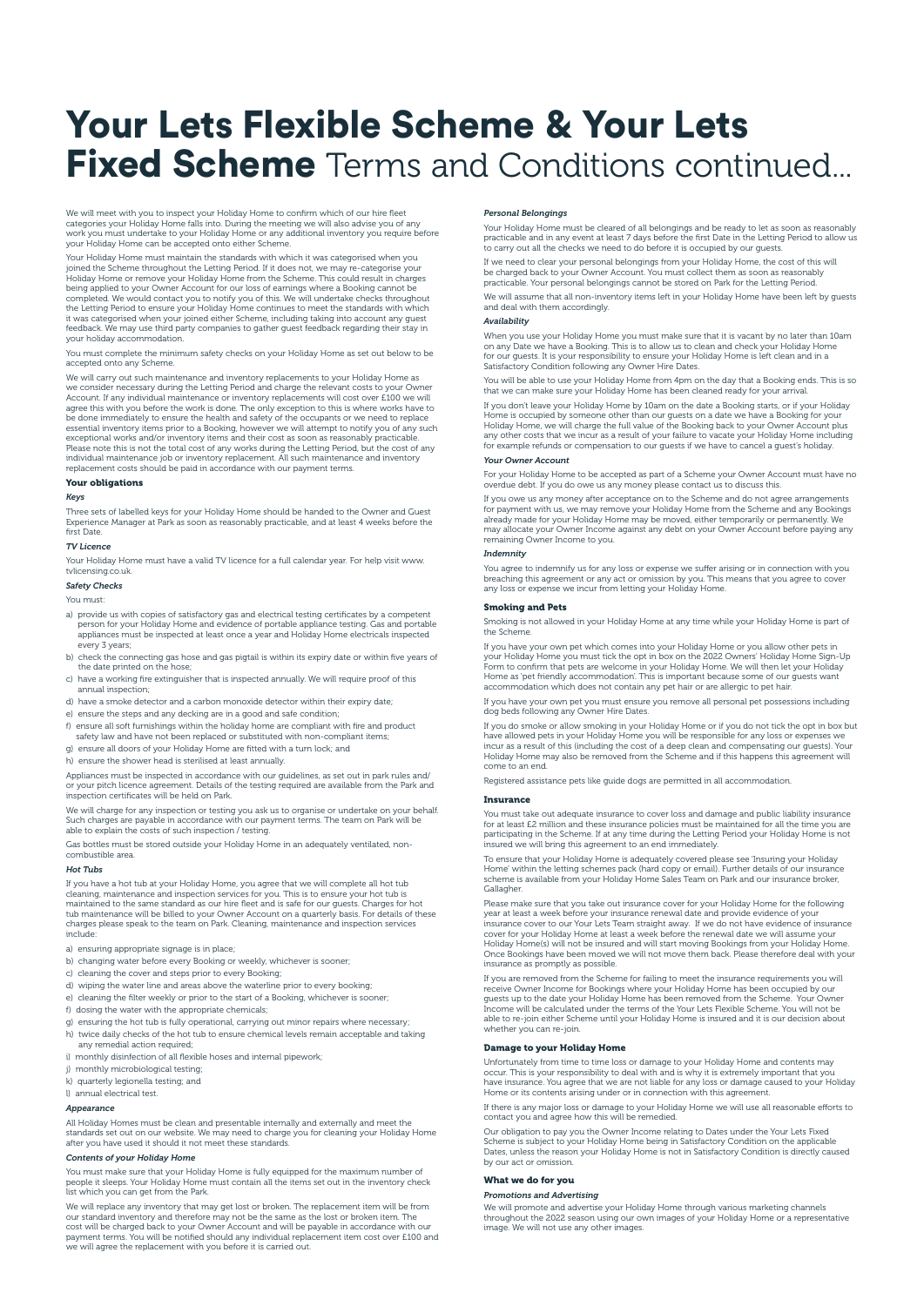# **Your Lets Flexible Scheme & Your Lets Fixed Scheme** Terms and Conditions continued...

We will meet with you to inspect your Holiday Home to confirm which of our hire fleet categories your Holiday Home falls into. During the meeting we will also advise you of any work you must undertake to your Holiday Home or any additional inventory you require before your Holiday Home can be accepted onto either Scheme.

Your Holiday Home must maintain the standards with which it was categorised when you joined the Scheme throughout the Letting Period. If it does not, we may re-categorise your Holiday Home or remove your Holiday Home from the Scheme. This could result in charges being applied to your Owner Account for our loss of earnings where a Booking cannot be completed. We would contact you to notify you of this. We will undertake checks throughout the Letting Period to ensure your Holiday Home continues to meet the standards with which it was categorised when your joined either Scheme, including taking into account any guest feedback. We may use third party companies to gather guest feedback regarding their stay in your holiday accommodation.

You must complete the minimum safety checks on your Holiday Home as set out below to be accepted onto any Scheme.

We will carry out such maintenance and inventory replacements to your Holiday Home as we consider necessary during the Letting Period and charge the relevant costs to your Owner Account. If any individual maintenance or inventory replacements will cost over £100 we will agree this with you before the work is done. The only exception to this is where works have to be done immediately to ensure the health and safety of the occupants or we need to replace essential inventory items prior to a Booking, however we will attempt to notify you of any such exceptional works and/or inventory items and their cost as soon as reasonably practicable. Please note this is not the total cost of any works during the Letting Period, but the cost of any individual maintenance job or inventory replacement. All such maintenance and inventory replacement costs should be paid in accordance with our payment terms.

### Your obligations

*Keys*

Three sets of labelled keys for your Holiday Home should be handed to the Owner and Guest Experience Manager at Park as soon as reasonably practicable, and at least 4 weeks before the first Date.

*TV Licence*

Your Holiday Home must have a valid TV licence for a full calendar year. For help visit www.tvlicensing.co.uk.

*Safety Checks*

You must:

a) provide us with copies of satisfactory gas and electrical testing certificates by a competent person for your Holiday Home and evidence of portable appliance testing. Gas and portable appliances must be inspected at least once a year and Holiday Home electricals inspected every 3 years;
b) check the connecting gas hose and gas pigtail is within its expiry date or within five years of the date printed on the hose;
c) have a working fire extinguisher that is inspected annually. We will require proof of this annual inspection;
d) have a smoke detector and a carbon monoxide detector within their expiry date;
e) ensure the steps and any decking are in a good and safe condition;
f) ensure all soft furnishings within the holiday home are compliant with fire and product safety law and have not been replaced or substituted with non-compliant items;
g) ensure all doors of your Holiday Home are fitted with a turn lock; and
h) ensure the shower head is sterilised at least annually.

Appliances must be inspected in accordance with our guidelines, as set out in park rules and/or your pitch licence agreement. Details of the testing required are available from the Park and inspection certificates will be held on Park.

We will charge for any inspection or testing you ask us to organise or undertake on your behalf. Such charges are payable in accordance with our payment terms. The team on Park will be able to explain the costs of such inspection / testing.

Gas bottles must be stored outside your Holiday Home in an adequately ventilated, non-combustible area.

*Hot Tubs*

If you have a hot tub at your Holiday Home, you agree that we will complete all hot tub cleaning, maintenance and inspection services for you. This is to ensure your hot tub is maintained to the same standard as our hire fleet and is safe for our guests. Charges for hot tub maintenance will be billed to your Owner Account on a quarterly basis. For details of these charges please speak to the team on Park. Cleaning, maintenance and inspection services include:

a) ensuring appropriate signage is in place;
b) changing water before every Booking or weekly, whichever is sooner;
c) cleaning the cover and steps prior to every Booking;
d) wiping the water line and areas above the waterline prior to every booking;
e) cleaning the filter weekly or prior to the start of a Booking, whichever is sooner;
f) dosing the water with the appropriate chemicals;
g) ensuring the hot tub is fully operational, carrying out minor repairs where necessary;
h) twice daily checks of the hot tub to ensure chemical levels remain acceptable and taking any remedial action required;
i) monthly disinfection of all flexible hoses and internal pipework;
j) monthly microbiological testing;
k) quarterly legionella testing; and
l) annual electrical test.

*Appearance*

All Holiday Homes must be clean and presentable internally and externally and meet the standards set out on our website. We may need to charge you for cleaning your Holiday Home after you have used it should it not meet these standards.

*Contents of your Holiday Home*

You must make sure that your Holiday Home is fully equipped for the maximum number of people it sleeps. Your Holiday Home must contain all the items set out in the inventory check list which you can get from the Park.

We will replace any inventory that may get lost or broken. The replacement item will be from our standard inventory and therefore may not be the same as the lost or broken item. The cost will be charged back to your Owner Account and will be payable in accordance with our payment terms. You will be notified should any individual replacement item cost over £100 and we will agree the replacement with you before it is carried out.

*Personal Belongings*

Your Holiday Home must be cleared of all belongings and be ready to let as soon as reasonably practicable and in any event at least 7 days before the first Date in the Letting Period to allow us to carry out all the checks we need to do before it is occupied by our guests.

If we need to clear your personal belongings from your Holiday Home, the cost of this will be charged back to your Owner Account. You must collect them as soon as reasonably practicable. Your personal belongings cannot be stored on Park for the Letting Period.

We will assume that all non-inventory items left in your Holiday Home have been left by guests and deal with them accordingly.

*Availability*

When you use your Holiday Home you must make sure that it is vacant by no later than 10am on any Date we have a Booking. This is to allow us to clean and check your Holiday Home for our guests. It is your responsibility to ensure your Holiday Home is left clean and in a Satisfactory Condition following any Owner Hire Dates.

You will be able to use your Holiday Home from 4pm on the day that a Booking ends. This is so that we can make sure your Holiday Home has been cleaned ready for your arrival.

If you don't leave your Holiday Home by 10am on the date a Booking starts, or if your Holiday Home is occupied by someone other than our guests on a date we have a Booking for your Holiday Home, we will charge the full value of the Booking back to your Owner Account plus any other costs that we incur as a result of your failure to vacate your Holiday Home including for example refunds or compensation to our guests if we have to cancel a guest's holiday.

*Your Owner Account*

For your Holiday Home to be accepted as part of a Scheme your Owner Account must have no overdue debt. If you do owe us any money please contact us to discuss this.

If you owe us any money after acceptance on to the Scheme and do not agree arrangements for payment with us, we may remove your Holiday Home from the Scheme and any Bookings already made for your Holiday Home may be moved, either temporarily or permanently. We may allocate your Owner Income against any debt on your Owner Account before paying any remaining Owner Income to you.

*Indemnity*

You agree to indemnify us for any loss or expense we suffer arising or in connection with you breaching this agreement or any act or omission by you. This means that you agree to cover any loss or expense we incur from letting your Holiday Home.

### Smoking and Pets

Smoking is not allowed in your Holiday Home at any time while your Holiday Home is part of the Scheme.

If you have your own pet which comes into your Holiday Home or you allow other pets in your Holiday Home you must tick the opt in box on the 2022 Owners' Holiday Home Sign-Up Form to confirm that pets are welcome in your Holiday Home. We will then let your Holiday Home as 'pet friendly accommodation'. This is important because some of our guests want accommodation which does not contain any pet hair or are allergic to pet hair.

If you have your own pet you must ensure you remove all personal pet possessions including dog beds following any Owner Hire Dates.

If you do smoke or allow smoking in your Holiday Home or if you do not tick the opt in box but have allowed pets in your Holiday Home you will be responsible for any loss or expenses we incur as a result of this (including the cost of a deep clean and compensating our guests). Your Holiday Home may also be removed from the Scheme and if this happens this agreement will come to an end.

Registered assistance pets like guide dogs are permitted in all accommodation.

### Insurance

You must take out adequate insurance to cover loss and damage and public liability insurance for at least £2 million and these insurance policies must be maintained for all the time you are participating in the Scheme. If at any time during the Letting Period your Holiday Home is not insured we will bring this agreement to an end immediately.

To ensure that your Holiday Home is adequately covered please see 'Insuring your Holiday Home' within the letting schemes pack (hard copy or email). Further details of our insurance scheme is available from your Holiday Home Sales Team on Park and our insurance broker, Gallagher.

Please make sure that you take out insurance cover for your Holiday Home for the following year at least a week before your insurance renewal date and provide evidence of your insurance cover to our Your Lets Team straight away. If we do not have evidence of insurance cover for your Holiday Home at least a week before the renewal date we will assume your Holiday Home(s) will not be insured and will start moving Bookings from your Holiday Home. Once Bookings have been moved we will not move them back. Please therefore deal with your insurance as promptly as possible.

If you are removed from the Scheme for failing to meet the insurance requirements you will receive Owner Income for Bookings where your Holiday Home has been occupied by our guests up to the date your Holiday Home has been removed from the Scheme. Your Owner Income will be calculated under the terms of the Your Lets Flexible Scheme. You will not be able to re-join either Scheme until your Holiday Home is insured and it is our decision about whether you can re-join.

### Damage to your Holiday Home

Unfortunately from time to time loss or damage to your Holiday Home and contents may occur. This is your responsibility to deal with and is why it is extremely important that you have insurance. You agree that we are not liable for any loss or damage caused to your Holiday Home or its contents arising under or in connection with this agreement.

If there is any major loss or damage to your Holiday Home we will use all reasonable efforts to contact you and agree how this will be remedied.

Our obligation to pay you the Owner Income relating to Dates under the Your Lets Fixed Scheme is subject to your Holiday Home being in Satisfactory Condition on the applicable Dates, unless the reason your Holiday Home is not in Satisfactory Condition is directly caused by our act or omission.

### What we do for you

*Promotions and Advertising*

We will promote and advertise your Holiday Home through various marketing channels throughout the 2022 season using our own images of your Holiday Home or a representative image. We will not use any other images.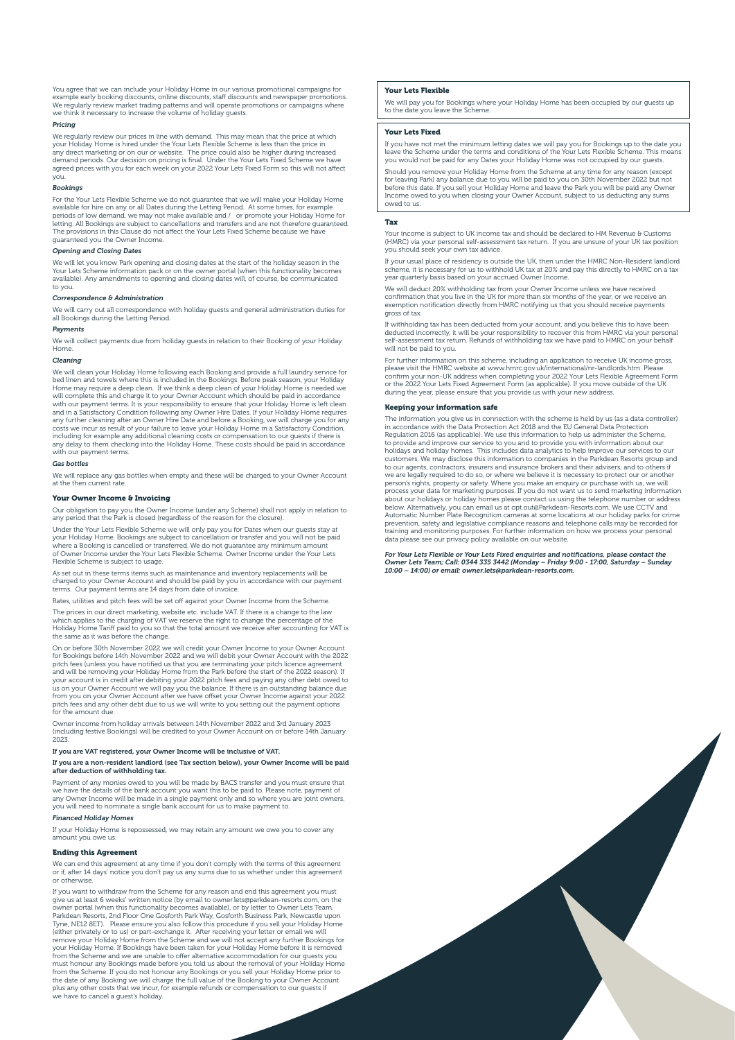You agree that we can include your Holiday Home in our various promotional campaigns for example early booking discounts, online discounts, staff discounts and newspaper promotions. We regularly review market trading patterns and will operate promotions or campaigns where we think it necessary to increase the volume of holiday guests.

*Pricing*

We regularly review our prices in line with demand. This may mean that the price at which your Holiday Home is hired under the Your Lets Flexible Scheme is less than the price in any direct marketing or on our or website. The price could also be higher during increased demand periods. Our decision on pricing is final. Under the Your Lets Fixed Scheme we have agreed prices with you for each week on your 2022 Your Lets Fixed Form so this will not affect you.

*Bookings*

For the Your Lets Flexible Scheme we do not guarantee that we will make your Holiday Home available for hire on any or all Dates during the Letting Period. At some times, for example periods of low demand, we may not make available and / or promote your Holiday Home for letting. All Bookings are subject to cancellations and transfers and are not therefore guaranteed. The provisions in this Clause do not affect the Your Lets Fixed Scheme because we have guaranteed you the Owner Income.

*Opening and Closing Dates*

We will let you know Park opening and closing dates at the start of the holiday season in the Your Lets Scheme information pack or on the owner portal (when this functionality becomes available). Any amendments to opening and closing dates will, of course, be communicated to you.

*Correspondence & Administration*

We will carry out all correspondence with holiday guests and general administration duties for all Bookings during the Letting Period.

*Payments*

We will collect payments due from holiday guests in relation to their Booking of your Holiday Home.

*Cleaning*

We will clean your Holiday Home following each Booking and provide a full laundry service for bed linen and towels where this is included in the Bookings. Before peak season, your Holiday Home may require a deep clean. If we think a deep clean of your Holiday Home is needed we will complete this and charge it to your Owner Account which should be paid in accordance with our payment terms. It is your responsibility to ensure that your Holiday Home is left clean and in a Satisfactory Condition following any Owner Hire Dates. If your Holiday Home requires any further cleaning after an Owner Hire Date and before a Booking, we will charge you for any costs we incur as result of your failure to leave your Holiday Home in a Satisfactory Condition, including for example any additional cleaning costs or compensation to our guests if there is any delay to them checking into the Holiday Home. These costs should be paid in accordance with our payment terms.

*Gas bottles*

We will replace any gas bottles when empty and these will be charged to your Owner Account at the then current rate.

## Your Owner Income & Invoicing

Our obligation to pay you the Owner Income (under any Scheme) shall not apply in relation to any period that the Park is closed (regardless of the reason for the closure).

Under the Your Lets Flexible Scheme we will only pay you for Dates when our guests stay at your Holiday Home. Bookings are subject to cancellation or transfer and you will not be paid where a Booking is cancelled or transferred. We do not guarantee any minimum amount of Owner Income under the Your Lets Flexible Scheme. Owner Income under the Your Lets Flexible Scheme is subject to usage.

As set out in these terms items such as maintenance and inventory replacements will be charged to your Owner Account and should be paid by you in accordance with our payment terms. Our payment terms are 14 days from date of invoice.

Rates, utilities and pitch fees will be set off against your Owner Income from the Scheme.

The prices in our direct marketing, website etc. include VAT. If there is a change to the law which applies to the charging of VAT we reserve the right to change the percentage of the Holiday Home Tariff paid to you so that the total amount we receive after accounting for VAT is the same as it was before the change.

On or before 30th November 2022 we will credit your Owner Income to your Owner Account for Bookings before 14th November 2022 and we will debit your Owner Account with the 2022 pitch fees (unless you have notified us that you are terminating your pitch licence agreement and will be removing your Holiday Home from the Park before the start of the 2022 season). If your account is in credit after debiting your 2022 pitch fees and paying any other debt owed to us on your Owner Account we will pay you the balance. If there is an outstanding balance due from you on your Owner Account after we have offset your Owner Income against your 2022 pitch fees and any other debt due to us we will write to you setting out the payment options for the amount due.

Owner income from holiday arrivals between 14th November 2022 and 3rd January 2023 (including festive Bookings) will be credited to your Owner Account on or before 14th January 2023.

**If you are VAT registered, your Owner Income will be inclusive of VAT.**

**If you are a non-resident landlord (see Tax section below), your Owner Income will be paid after deduction of withholding tax.**

Payment of any monies owed to you will be made by BACS transfer and you must ensure that we have the details of the bank account you want this to be paid to. Please note, payment of any Owner Income will be made in a single payment only and so where you are joint owners, you will need to nominate a single bank account for us to make payment to.

*Financed Holiday Homes*

If your Holiday Home is repossessed, we may retain any amount we owe you to cover any amount you owe us.

## Ending this Agreement

We can end this agreement at any time if you don't comply with the terms of this agreement or if, after 14 days' notice you don't pay us any sums due to us whether under this agreement or otherwise.

If you want to withdraw from the Scheme for any reason and end this agreement you must give us at least 6 weeks' written notice (by email to owner.lets@parkdean-resorts.com, on the owner portal (when this functionality becomes available), or by letter to Owner Lets Team, Parkdean Resorts, 2nd Floor One Gosforth Park Way, Gosforth Business Park, Newcastle upon Tyne, NE12 8ET). Please ensure you also follow this procedure if you sell your Holiday Home (either privately or to us) or part-exchange it. After receiving your letter or email we will remove your Holiday Home from the Scheme and we will not accept any further Bookings for your Holiday Home. If Bookings have been taken for your Holiday Home before it is removed from the Scheme and we are unable to offer alternative accommodation for our guests you must honour any Bookings made before you told us about the removal of your Holiday Home from the Scheme. If you do not honour any Bookings or you sell your Holiday Home prior to the date of any Booking we will charge the full value of the Booking to your Owner Account plus any other costs that we incur, for example refunds or compensation to our guests if we have to cancel a guest's holiday.

### Your Lets Flexible

We will pay you for Bookings where your Holiday Home has been occupied by our guests up to the date you leave the Scheme.

### Your Lets Fixed

If you have not met the minimum letting dates we will pay you for Bookings up to the date you leave the Scheme under the terms and conditions of the Your Lets Flexible Scheme. This means you would not be paid for any Dates your Holiday Home was not occupied by our guests.

Should you remove your Holiday Home from the Scheme at any time for any reason (except for leaving Park) any balance due to you will be paid to you on 30th November 2022 but not before this date. If you sell your Holiday Home and leave the Park you will be paid any Owner Income owed to you when closing your Owner Account, subject to us deducting any sums owed to us.

## Tax

Your income is subject to UK income tax and should be declared to HM Revenue & Customs (HMRC) via your personal self-assessment tax return. If you are unsure of your UK tax position you should seek your own tax advice.

If your usual place of residency is outside the UK, then under the HMRC Non-Resident landlord scheme, it is necessary for us to withhold UK tax at 20% and pay this directly to HMRC on a tax year quarterly basis based on your accrued Owner Income.

We will deduct 20% withholding tax from your Owner Income unless we have received confirmation that you live in the UK for more than six months of the year, or we receive an exemption notification directly from HMRC notifying us that you should receive payments gross of tax.

If withholding tax has been deducted from your account, and you believe this to have been deducted incorrectly, it will be your responsibility to recover this from HMRC via your personal self-assessment tax return. Refunds of withholding tax we have paid to HMRC on your behalf will not be paid to you.

For further information on this scheme, including an application to receive UK income gross, please visit the HMRC website at www.hmrc.gov.uk/international/nr-landlords.htm. Please confirm your non-UK address when completing your 2022 Your Lets Flexible Agreement Form or the 2022 Your Lets Fixed Agreement Form (as applicable). If you move outside of the UK during the year, please ensure that you provide us with your new address.

## Keeping your information safe

The information you give us in connection with the scheme is held by us (as a data controller) in accordance with the Data Protection Act 2018 and the EU General Data Protection Regulation 2016 (as applicable). We use this information to help us administer the Scheme, to provide and improve our service to you and to provide you with information about our holidays and holiday homes. This includes data analytics to help improve our services to our customers. We may disclose this information to companies in the Parkdean Resorts group and to our agents, contractors, insurers and insurance brokers and their advisers, and to others if we are legally required to do so, or where we believe it is necessary to protect our or another person's rights, property or safety. Where you make an enquiry or purchase with us, we will process your data for marketing purposes. If you do not want us to send marketing information about our holidays or holiday homes please contact us using the telephone number or address below. Alternatively, you can email us at opt.out@Parkdean-Resorts.com. We use CCTV and Automatic Number Plate Recognition cameras at some locations at our holiday parks for crime prevention, safety and legislative compliance reasons and telephone calls may be recorded for training and monitoring purposes. For further information on how we process your personal data please see our privacy policy available on our website.

***For Your Lets Flexible or Your Lets Fixed enquiries and notifications, please contact the Owner Lets Team; Call: 0344 335 3442 (Monday – Friday 9:00 - 17:00, Saturday – Sunday 10:00 – 14:00) or email: owner.lets@parkdean-resorts.com.***